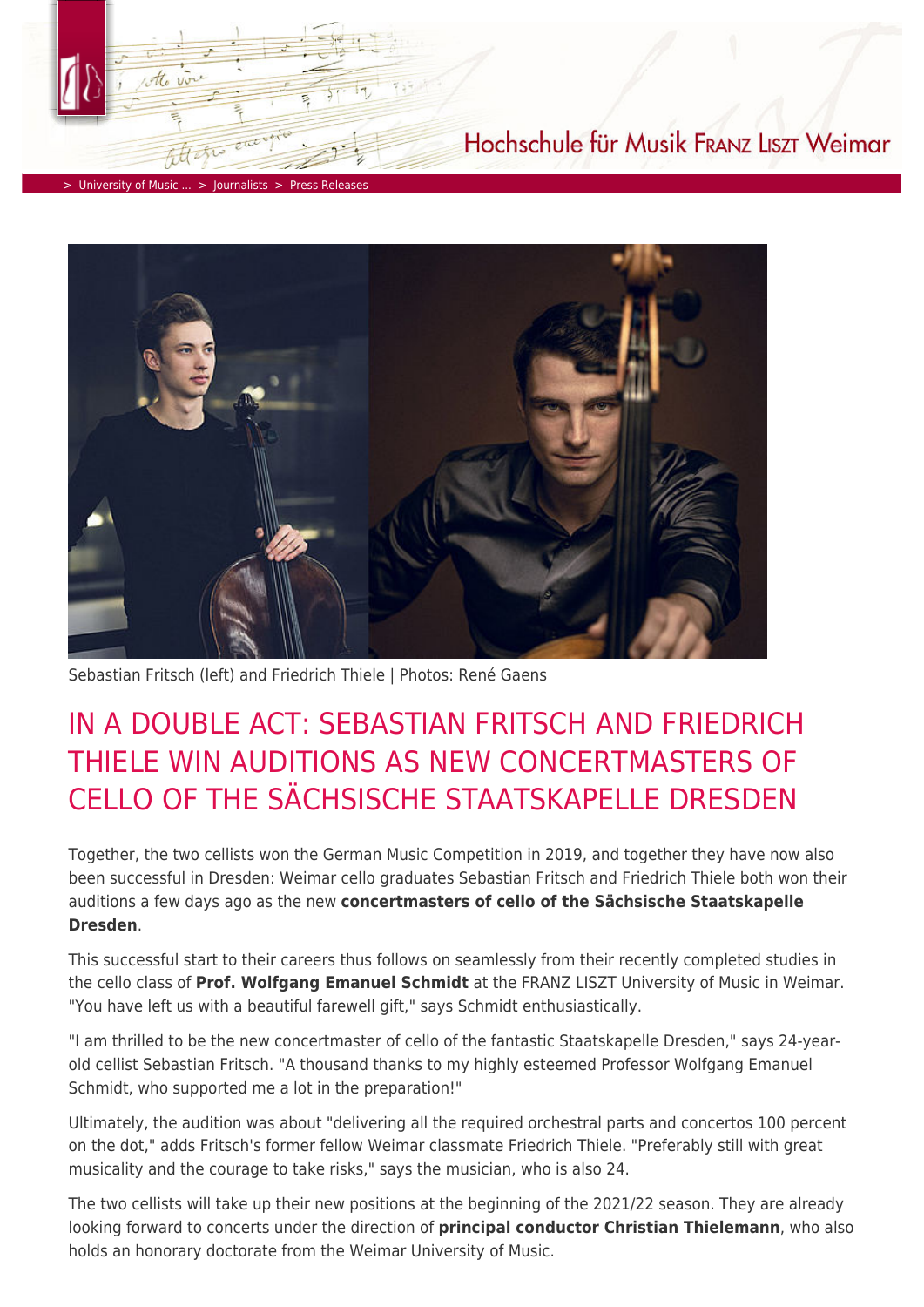Hochschule für Musik Franz Liszt Weimar

> University of Music ... > Journalists > Press Releases

Sebastian Fritsch (left) and Friedrich Thiele | Photos: René Gaens

# IN A DOUBLE ACT: SEBASTIAN FRITSCH AND FRIEDRICH THIELE WIN AUDITIONS AS NEW CONCERTMASTERS OF CELLO OF THE SÄCHSISCHE STAATSKAPELLE DRESDEN

Together, the two cellists won the German Music Competition in 2019, and together they have now also been successful in Dresden: Weimar cello graduates Sebastian Fritsch and Friedrich Thiele both won their auditions a few days ago as the new **concertmasters of cello of the Sächsische Staatskapelle Dresden**.

This successful start to their careers thus follows on seamlessly from their recently completed studies in the cello class of **Prof. Wolfgang Emanuel Schmidt** at the FRANZ LISZT University of Music in Weimar. "You have left us with a beautiful farewell gift," says Schmidt enthusiastically.

"I am thrilled to be the new concertmaster of cello of the fantastic Staatskapelle Dresden," says 24-year-old cellist Sebastian Fritsch. "A thousand thanks to my highly esteemed Professor Wolfgang Emanuel Schmidt, who supported me a lot in the preparation!"

Ultimately, the audition was about "delivering all the required orchestral parts and concertos 100 percent on the dot," adds Fritsch's former fellow Weimar classmate Friedrich Thiele. "Preferably still with great musicality and the courage to take risks," says the musician, who is also 24.

The two cellists will take up their new positions at the beginning of the 2021/22 season. They are already looking forward to concerts under the direction of **principal conductor Christian Thielemann**, who also holds an honorary doctorate from the Weimar University of Music.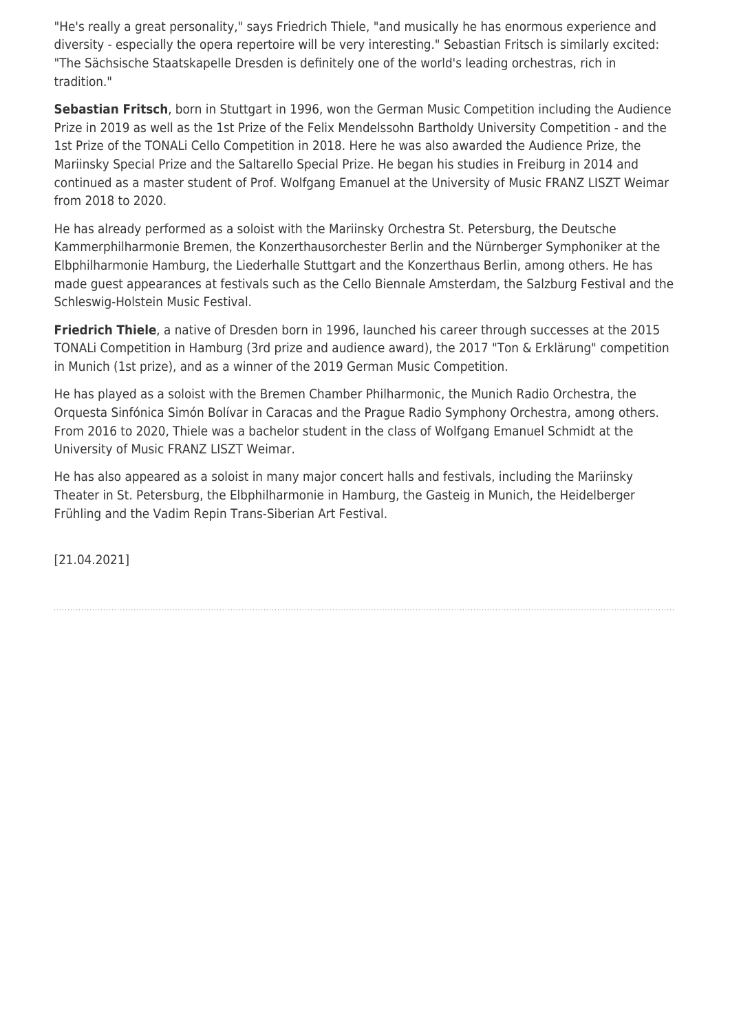"He's really a great personality," says Friedrich Thiele, "and musically he has enormous experience and diversity - especially the opera repertoire will be very interesting." Sebastian Fritsch is similarly excited: "The Sächsische Staatskapelle Dresden is definitely one of the world's leading orchestras, rich in tradition."

**Sebastian Fritsch**, born in Stuttgart in 1996, won the German Music Competition including the Audience Prize in 2019 as well as the 1st Prize of the Felix Mendelssohn Bartholdy University Competition - and the 1st Prize of the TONALi Cello Competition in 2018. Here he was also awarded the Audience Prize, the Mariinsky Special Prize and the Saltarello Special Prize. He began his studies in Freiburg in 2014 and continued as a master student of Prof. Wolfgang Emanuel at the University of Music FRANZ LISZT Weimar from 2018 to 2020.

He has already performed as a soloist with the Mariinsky Orchestra St. Petersburg, the Deutsche Kammerphilharmonie Bremen, the Konzerthausorchester Berlin and the Nürnberger Symphoniker at the Elbphilharmonie Hamburg, the Liederhalle Stuttgart and the Konzerthaus Berlin, among others. He has made guest appearances at festivals such as the Cello Biennale Amsterdam, the Salzburg Festival and the Schleswig-Holstein Music Festival.

**Friedrich Thiele**, a native of Dresden born in 1996, launched his career through successes at the 2015 TONALi Competition in Hamburg (3rd prize and audience award), the 2017 "Ton & Erklärung" competition in Munich (1st prize), and as a winner of the 2019 German Music Competition.

He has played as a soloist with the Bremen Chamber Philharmonic, the Munich Radio Orchestra, the Orquesta Sinfónica Simón Bolívar in Caracas and the Prague Radio Symphony Orchestra, among others. From 2016 to 2020, Thiele was a bachelor student in the class of Wolfgang Emanuel Schmidt at the University of Music FRANZ LISZT Weimar.

He has also appeared as a soloist in many major concert halls and festivals, including the Mariinsky Theater in St. Petersburg, the Elbphilharmonie in Hamburg, the Gasteig in Munich, the Heidelberger Frühling and the Vadim Repin Trans-Siberian Art Festival.

[21.04.2021]